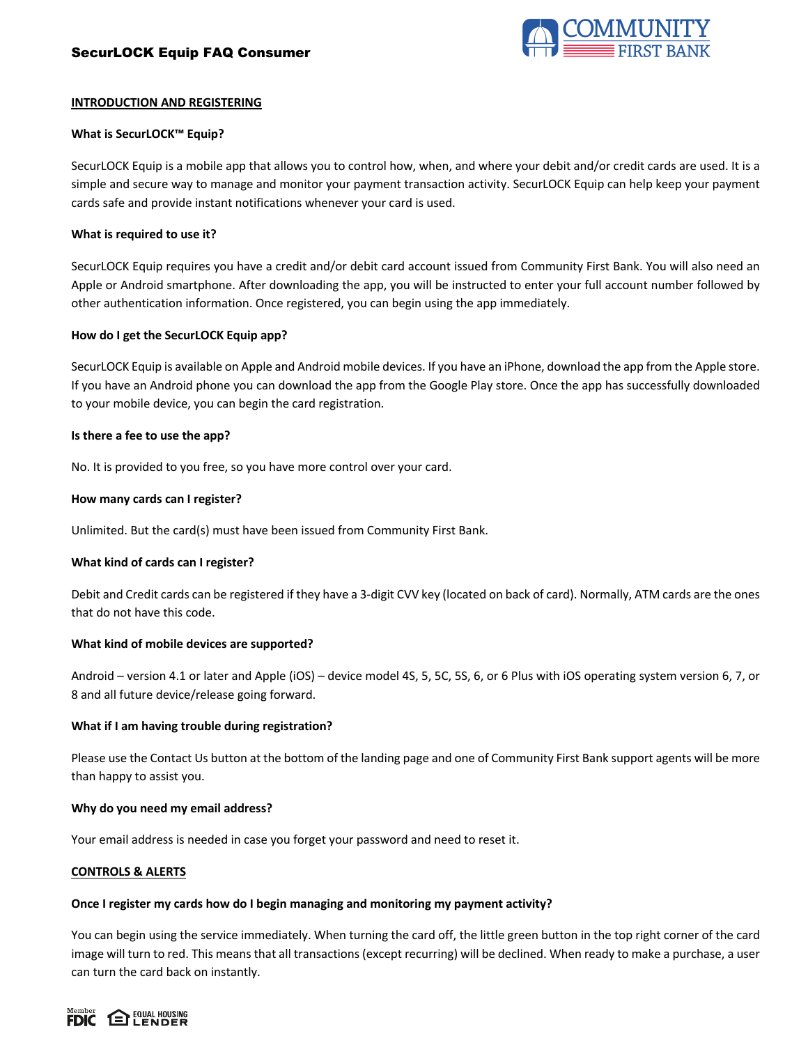# SecurLOCK Equip FAQ Consumer

## INTRODUCTION AND REGISTERING

**What is SecurLOCK™ Equip?**

SecurLOCK Equip is a mobile app that allows you to control how, when, and where your debit and/or credit cards are used. It is a simple and secure way to manage and monitor your payment transaction activity. SecurLOCK Equip can help keep your payment cards safe and provide instant notifications whenever your card is used.

**What is required to use it?**

SecurLOCK Equip requires you have a credit and/or debit card account issued from Community First Bank. You will also need an Apple or Android smartphone. After downloading the app, you will be instructed to enter your full account number followed by other authentication information. Once registered, you can begin using the app immediately.

**How do I get the SecurLOCK Equip app?**

SecurLOCK Equip is available on Apple and Android mobile devices. If you have an iPhone, download the app from the Apple store. If you have an Android phone you can download the app from the Google Play store. Once the app has successfully downloaded to your mobile device, you can begin the card registration.

**Is there a fee to use the app?**

No. It is provided to you free, so you have more control over your card.

**How many cards can I register?**

Unlimited. But the card(s) must have been issued from Community First Bank.

**What kind of cards can I register?**

Debit and Credit cards can be registered if they have a 3-digit CVV key (located on back of card). Normally, ATM cards are the ones that do not have this code.

**What kind of mobile devices are supported?**

Android – version 4.1 or later and Apple (iOS) – device model 4S, 5, 5C, 5S, 6, or 6 Plus with iOS operating system version 6, 7, or 8 and all future device/release going forward.

**What if I am having trouble during registration?**

Please use the Contact Us button at the bottom of the landing page and one of Community First Bank support agents will be more than happy to assist you.

**Why do you need my email address?**

Your email address is needed in case you forget your password and need to reset it.

## CONTROLS & ALERTS

**Once I register my cards how do I begin managing and monitoring my payment activity?**

You can begin using the service immediately. When turning the card off, the little green button in the top right corner of the card image will turn to red. This means that all transactions (except recurring) will be declined. When ready to make a purchase, a user can turn the card back on instantly.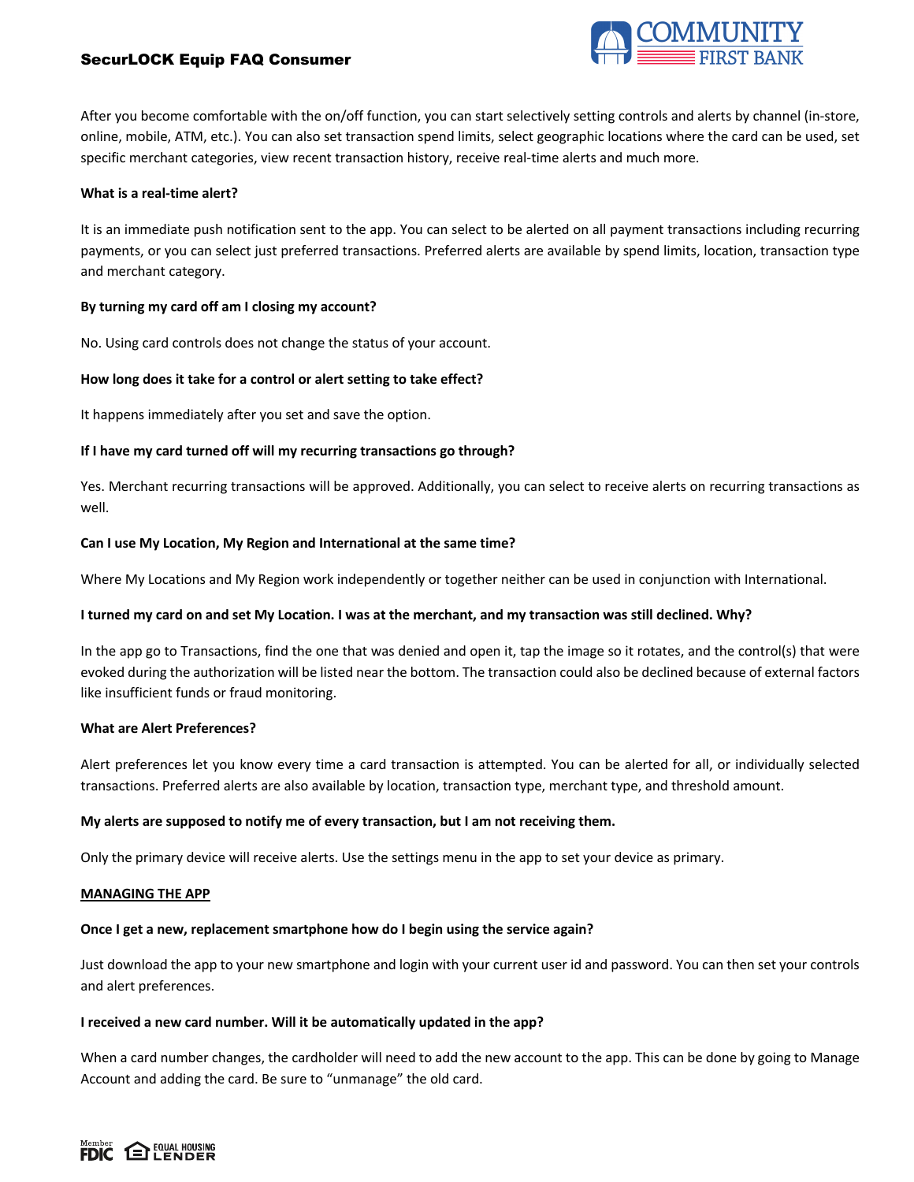After you become comfortable with the on/off function, you can start selectively setting controls and alerts by channel (in-store, online, mobile, ATM, etc.). You can also set transaction spend limits, select geographic locations where the card can be used, set specific merchant categories, view recent transaction history, receive real-time alerts and much more.

**What is a real-time alert?**

It is an immediate push notification sent to the app. You can select to be alerted on all payment transactions including recurring payments, or you can select just preferred transactions. Preferred alerts are available by spend limits, location, transaction type and merchant category.

**By turning my card off am I closing my account?**

No. Using card controls does not change the status of your account.

**How long does it take for a control or alert setting to take effect?**

It happens immediately after you set and save the option.

**If I have my card turned off will my recurring transactions go through?**

Yes. Merchant recurring transactions will be approved. Additionally, you can select to receive alerts on recurring transactions as well.

**Can I use My Location, My Region and International at the same time?**

Where My Locations and My Region work independently or together neither can be used in conjunction with International.

**I turned my card on and set My Location. I was at the merchant, and my transaction was still declined. Why?**

In the app go to Transactions, find the one that was denied and open it, tap the image so it rotates, and the control(s) that were evoked during the authorization will be listed near the bottom. The transaction could also be declined because of external factors like insufficient funds or fraud monitoring.

**What are Alert Preferences?**

Alert preferences let you know every time a card transaction is attempted. You can be alerted for all, or individually selected transactions. Preferred alerts are also available by location, transaction type, merchant type, and threshold amount.

**My alerts are supposed to notify me of every transaction, but I am not receiving them.**

Only the primary device will receive alerts. Use the settings menu in the app to set your device as primary.

## MANAGING THE APP

**Once I get a new, replacement smartphone how do I begin using the service again?**

Just download the app to your new smartphone and login with your current user id and password. You can then set your controls and alert preferences.

**I received a new card number. Will it be automatically updated in the app?**

When a card number changes, the cardholder will need to add the new account to the app. This can be done by going to Manage Account and adding the card. Be sure to "unmanage" the old card.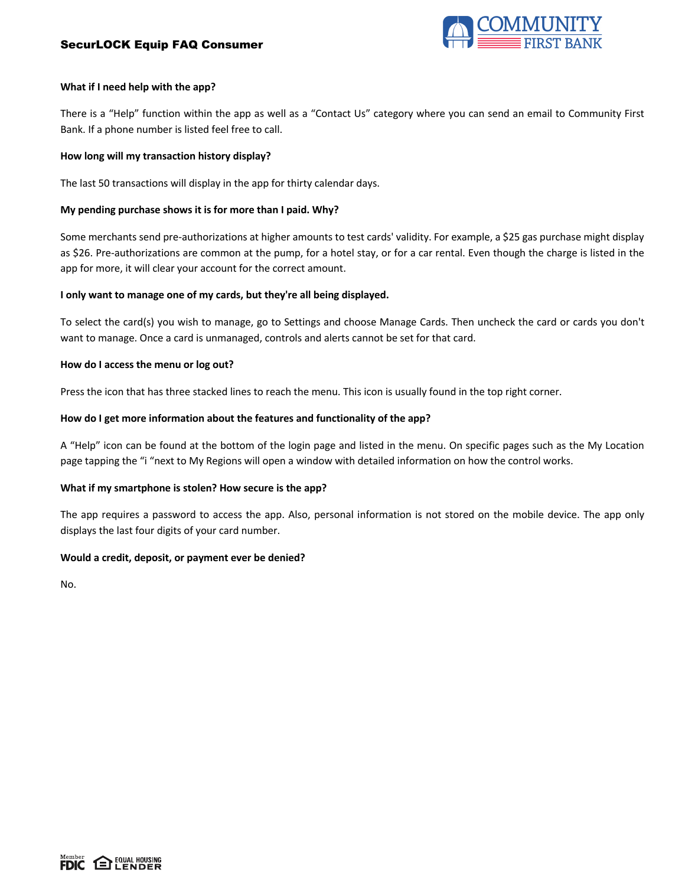**What if I need help with the app?**

There is a “Help” function within the app as well as a “Contact Us” category where you can send an email to Community First Bank. If a phone number is listed feel free to call.

**How long will my transaction history display?**

The last 50 transactions will display in the app for thirty calendar days.

**My pending purchase shows it is for more than I paid. Why?**

Some merchants send pre-authorizations at higher amounts to test cards' validity. For example, a $25 gas purchase might display as $26. Pre-authorizations are common at the pump, for a hotel stay, or for a car rental. Even though the charge is listed in the app for more, it will clear your account for the correct amount.

**I only want to manage one of my cards, but they're all being displayed.**

To select the card(s) you wish to manage, go to Settings and choose Manage Cards. Then uncheck the card or cards you don't want to manage. Once a card is unmanaged, controls and alerts cannot be set for that card.

**How do I access the menu or log out?**

Press the icon that has three stacked lines to reach the menu. This icon is usually found in the top right corner.

**How do I get more information about the features and functionality of the app?**

A “Help” icon can be found at the bottom of the login page and listed in the menu. On specific pages such as the My Location page tapping the “i “next to My Regions will open a window with detailed information on how the control works.

**What if my smartphone is stolen? How secure is the app?**

The app requires a password to access the app. Also, personal information is not stored on the mobile device. The app only displays the last four digits of your card number.

**Would a credit, deposit, or payment ever be denied?**

No.